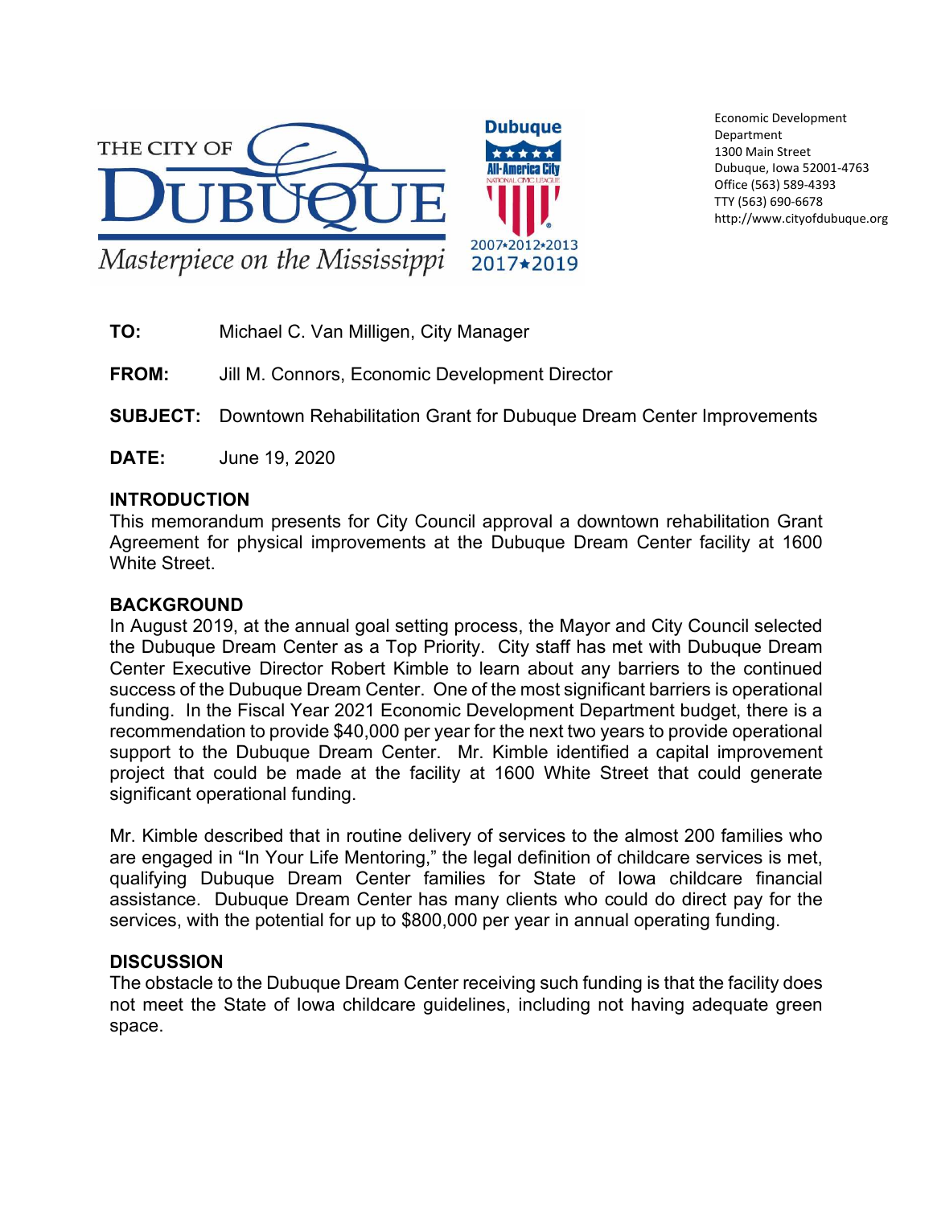THE CITY OF DUBUQUE

*Masterpiece on the Mississippi*

Dubuque All-America City 2007•2012•2013 2017★2019

Economic Development Department
1300 Main Street
Dubuque, Iowa 52001-4763
Office (563) 589-4393
TTY (563) 690-6678
http://www.cityofdubuque.org

**TO:** Michael C. Van Milligen, City Manager

**FROM:** Jill M. Connors, Economic Development Director

**SUBJECT:** Downtown Rehabilitation Grant for Dubuque Dream Center Improvements

**DATE:** June 19, 2020

## INTRODUCTION

This memorandum presents for City Council approval a downtown rehabilitation Grant Agreement for physical improvements at the Dubuque Dream Center facility at 1600 White Street.

## BACKGROUND

In August 2019, at the annual goal setting process, the Mayor and City Council selected the Dubuque Dream Center as a Top Priority. City staff has met with Dubuque Dream Center Executive Director Robert Kimble to learn about any barriers to the continued success of the Dubuque Dream Center. One of the most significant barriers is operational funding. In the Fiscal Year 2021 Economic Development Department budget, there is a recommendation to provide $40,000 per year for the next two years to provide operational support to the Dubuque Dream Center. Mr. Kimble identified a capital improvement project that could be made at the facility at 1600 White Street that could generate significant operational funding.

Mr. Kimble described that in routine delivery of services to the almost 200 families who are engaged in "In Your Life Mentoring," the legal definition of childcare services is met, qualifying Dubuque Dream Center families for State of Iowa childcare financial assistance. Dubuque Dream Center has many clients who could do direct pay for the services, with the potential for up to $800,000 per year in annual operating funding.

## DISCUSSION

The obstacle to the Dubuque Dream Center receiving such funding is that the facility does not meet the State of Iowa childcare guidelines, including not having adequate green space.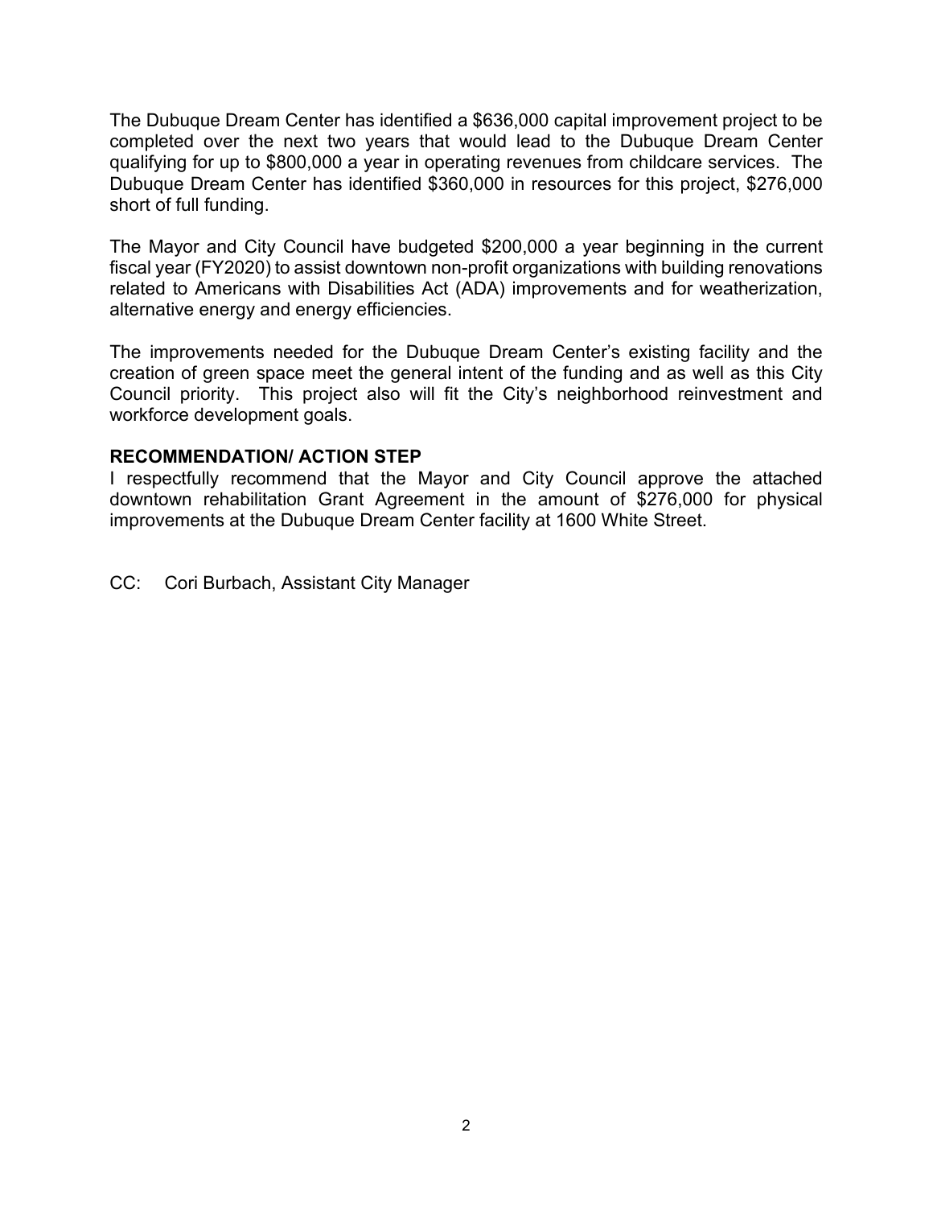The Dubuque Dream Center has identified a $636,000 capital improvement project to be completed over the next two years that would lead to the Dubuque Dream Center qualifying for up to $800,000 a year in operating revenues from childcare services. The Dubuque Dream Center has identified $360,000 in resources for this project, $276,000 short of full funding.

The Mayor and City Council have budgeted $200,000 a year beginning in the current fiscal year (FY2020) to assist downtown non-profit organizations with building renovations related to Americans with Disabilities Act (ADA) improvements and for weatherization, alternative energy and energy efficiencies.

The improvements needed for the Dubuque Dream Center's existing facility and the creation of green space meet the general intent of the funding and as well as this City Council priority. This project also will fit the City's neighborhood reinvestment and workforce development goals.

**RECOMMENDATION/ ACTION STEP**

I respectfully recommend that the Mayor and City Council approve the attached downtown rehabilitation Grant Agreement in the amount of $276,000 for physical improvements at the Dubuque Dream Center facility at 1600 White Street.

CC: Cori Burbach, Assistant City Manager